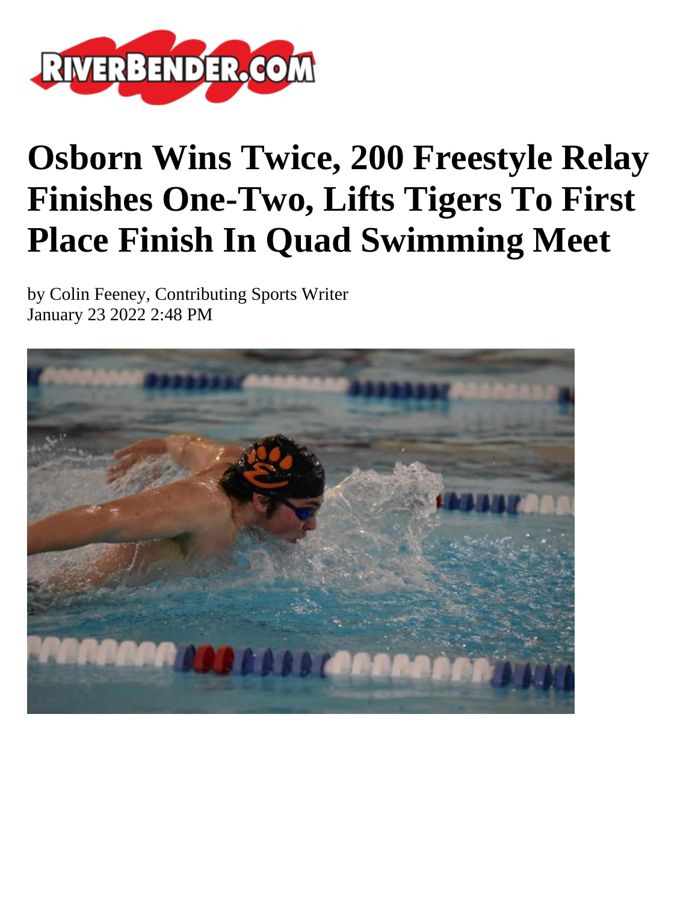# Osborn Wins Twice, 200 Freestyle Relay Finishes One-Two, Lifts Tigers To First Place Finish In Quad Swimming Meet

by Colin Feeney, Contributing Sports Writer
January 23 2022 2:48 PM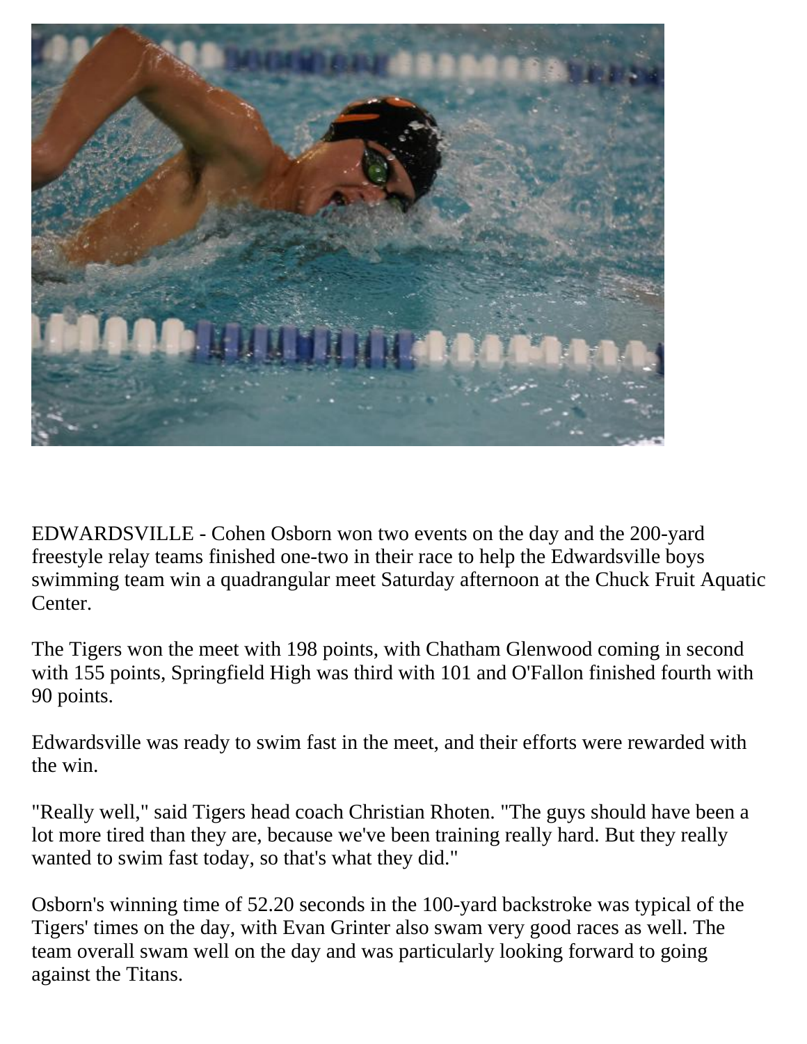EDWARDSVILLE - Cohen Osborn won two events on the day and the 200-yard freestyle relay teams finished one-two in their race to help the Edwardsville boys swimming team win a quadrangular meet Saturday afternoon at the Chuck Fruit Aquatic Center.

The Tigers won the meet with 198 points, with Chatham Glenwood coming in second with 155 points, Springfield High was third with 101 and O'Fallon finished fourth with 90 points.

Edwardsville was ready to swim fast in the meet, and their efforts were rewarded with the win.

"Really well," said Tigers head coach Christian Rhoten. "The guys should have been a lot more tired than they are, because we've been training really hard. But they really wanted to swim fast today, so that's what they did."

Osborn's winning time of 52.20 seconds in the 100-yard backstroke was typical of the Tigers' times on the day, with Evan Grinter also swam very good races as well. The team overall swam well on the day and was particularly looking forward to going against the Titans.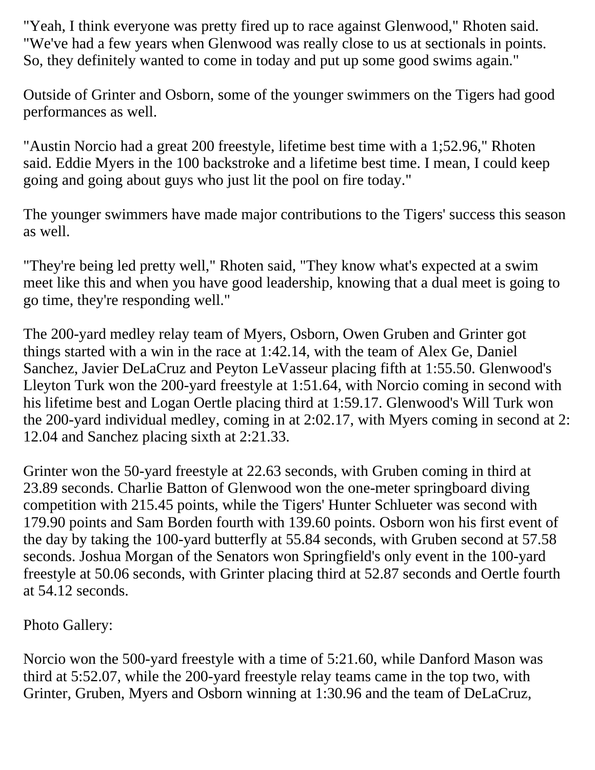"Yeah, I think everyone was pretty fired up to race against Glenwood," Rhoten said. "We've had a few years when Glenwood was really close to us at sectionals in points. So, they definitely wanted to come in today and put up some good swims again."

Outside of Grinter and Osborn, some of the younger swimmers on the Tigers had good performances as well.

"Austin Norcio had a great 200 freestyle, lifetime best time with a 1;52.96," Rhoten said. Eddie Myers in the 100 backstroke and a lifetime best time. I mean, I could keep going and going about guys who just lit the pool on fire today."

The younger swimmers have made major contributions to the Tigers' success this season as well.

"They're being led pretty well," Rhoten said, "They know what's expected at a swim meet like this and when you have good leadership, knowing that a dual meet is going to go time, they're responding well."

The 200-yard medley relay team of Myers, Osborn, Owen Gruben and Grinter got things started with a win in the race at 1:42.14, with the team of Alex Ge, Daniel Sanchez, Javier DeLaCruz and Peyton LeVasseur placing fifth at 1:55.50. Glenwood's Lleyton Turk won the 200-yard freestyle at 1:51.64, with Norcio coming in second with his lifetime best and Logan Oertle placing third at 1:59.17. Glenwood's Will Turk won the 200-yard individual medley, coming in at 2:02.17, with Myers coming in second at 2:12.04 and Sanchez placing sixth at 2:21.33.

Grinter won the 50-yard freestyle at 22.63 seconds, with Gruben coming in third at 23.89 seconds. Charlie Batton of Glenwood won the one-meter springboard diving competition with 215.45 points, while the Tigers' Hunter Schlueter was second with 179.90 points and Sam Borden fourth with 139.60 points. Osborn won his first event of the day by taking the 100-yard butterfly at 55.84 seconds, with Gruben second at 57.58 seconds. Joshua Morgan of the Senators won Springfield's only event in the 100-yard freestyle at 50.06 seconds, with Grinter placing third at 52.87 seconds and Oertle fourth at 54.12 seconds.

Photo Gallery:

Norcio won the 500-yard freestyle with a time of 5:21.60, while Danford Mason was third at 5:52.07, while the 200-yard freestyle relay teams came in the top two, with Grinter, Gruben, Myers and Osborn winning at 1:30.96 and the team of DeLaCruz,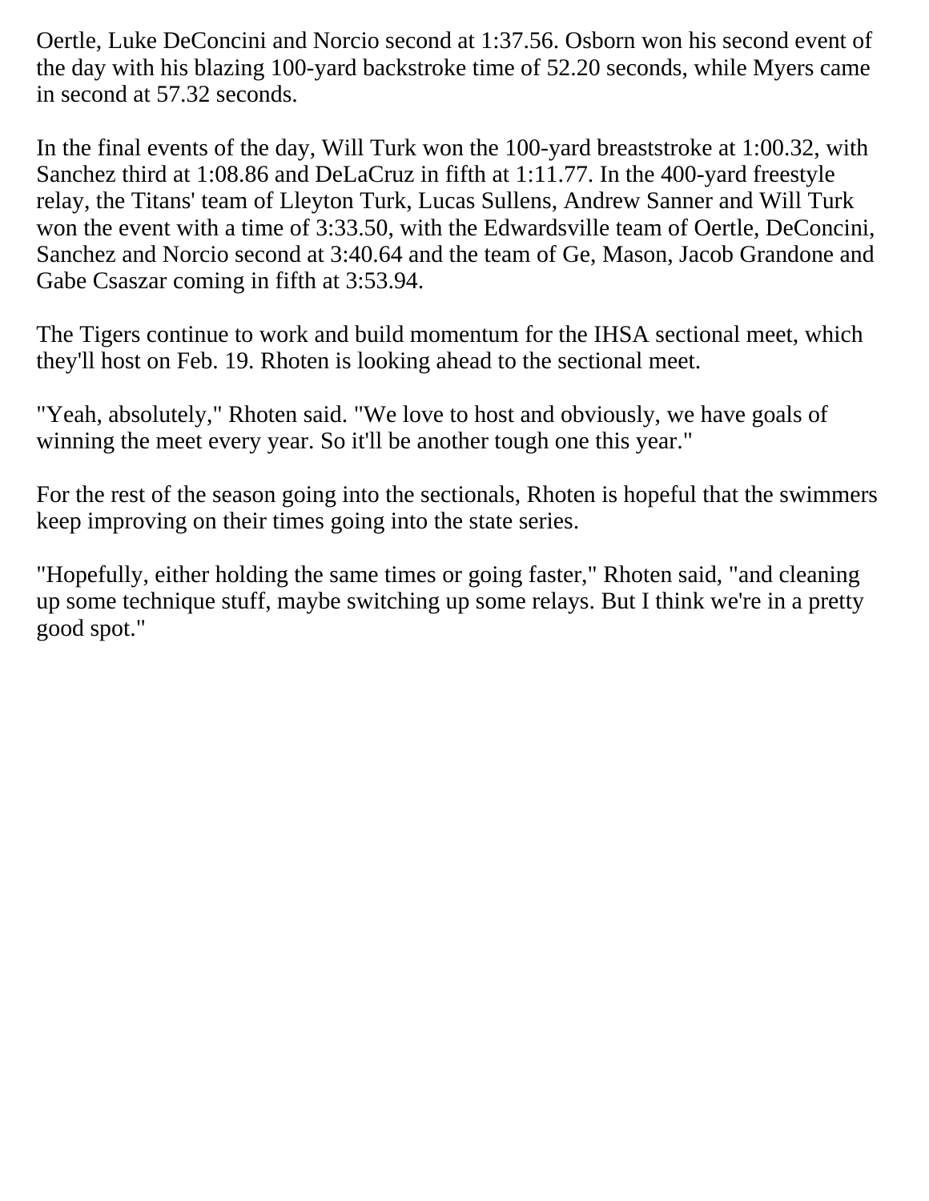Oertle, Luke DeConcini and Norcio second at 1:37.56. Osborn won his second event of the day with his blazing 100-yard backstroke time of 52.20 seconds, while Myers came in second at 57.32 seconds.

In the final events of the day, Will Turk won the 100-yard breaststroke at 1:00.32, with Sanchez third at 1:08.86 and DeLaCruz in fifth at 1:11.77. In the 400-yard freestyle relay, the Titans' team of Lleyton Turk, Lucas Sullens, Andrew Sanner and Will Turk won the event with a time of 3:33.50, with the Edwardsville team of Oertle, DeConcini, Sanchez and Norcio second at 3:40.64 and the team of Ge, Mason, Jacob Grandone and Gabe Csaszar coming in fifth at 3:53.94.

The Tigers continue to work and build momentum for the IHSA sectional meet, which they'll host on Feb. 19. Rhoten is looking ahead to the sectional meet.

"Yeah, absolutely," Rhoten said. "We love to host and obviously, we have goals of winning the meet every year. So it'll be another tough one this year."

For the rest of the season going into the sectionals, Rhoten is hopeful that the swimmers keep improving on their times going into the state series.

"Hopefully, either holding the same times or going faster," Rhoten said, "and cleaning up some technique stuff, maybe switching up some relays. But I think we're in a pretty good spot."